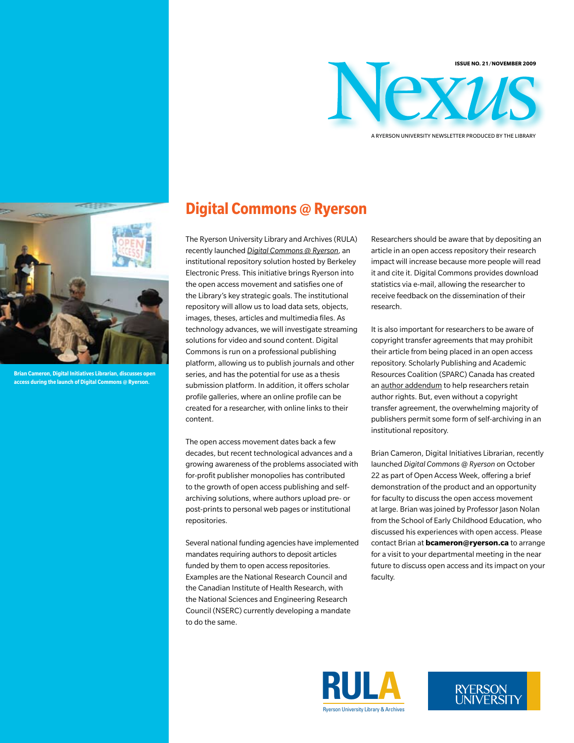ISSUE NO. 21/NOVEMBER 2009

# Nexus

A RYERSON UNIVERSITY NEWSLETTER PRODUCED BY THE LIBRARY

**Brian Cameron, Digital Initiatives Librarian, discusses open access during the launch of Digital Commons @ Ryerson.**

## Digital Commons @ Ryerson

The Ryerson University Library and Archives (RULA) recently launched *Digital Commons @ Ryerson*, an institutional repository solution hosted by Berkeley Electronic Press. This initiative brings Ryerson into the open access movement and satisfies one of the Library's key strategic goals. The institutional repository will allow us to load data sets, objects, images, theses, articles and multimedia files. As technology advances, we will investigate streaming solutions for video and sound content. Digital Commons is run on a professional publishing platform, allowing us to publish journals and other series, and has the potential for use as a thesis submission platform. In addition, it offers scholar profile galleries, where an online profile can be created for a researcher, with online links to their content.

The open access movement dates back a few decades, but recent technological advances and a growing awareness of the problems associated with for-profit publisher monopolies has contributed to the growth of open access publishing and self-archiving solutions, where authors upload pre- or post-prints to personal web pages or institutional repositories.

Several national funding agencies have implemented mandates requiring authors to deposit articles funded by them to open access repositories. Examples are the National Research Council and the Canadian Institute of Health Research, with the National Sciences and Engineering Research Council (NSERC) currently developing a mandate to do the same.

Researchers should be aware that by depositing an article in an open access repository their research impact will increase because more people will read it and cite it. Digital Commons provides download statistics via e-mail, allowing the researcher to receive feedback on the dissemination of their research.

It is also important for researchers to be aware of copyright transfer agreements that may prohibit their article from being placed in an open access repository. Scholarly Publishing and Academic Resources Coalition (SPARC) Canada has created an author addendum to help researchers retain author rights. But, even without a copyright transfer agreement, the overwhelming majority of publishers permit some form of self-archiving in an institutional repository.

Brian Cameron, Digital Initiatives Librarian, recently launched *Digital Commons @ Ryerson* on October 22 as part of Open Access Week, offering a brief demonstration of the product and an opportunity for faculty to discuss the open access movement at large. Brian was joined by Professor Jason Nolan from the School of Early Childhood Education, who discussed his experiences with open access. Please contact Brian at **bcameron@ryerson.ca** to arrange for a visit to your departmental meeting in the near future to discuss open access and its impact on your faculty.

RULA
Ryerson University Library & Archives

RYERSON UNIVERSITY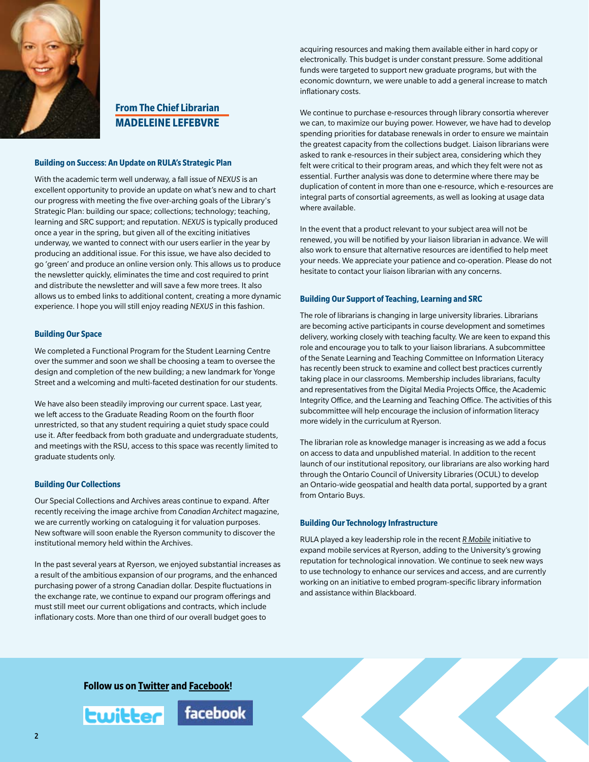## From The Chief Librarian
## MADELEINE LEFEBVRE

### Building on Success: An Update on RULA's Strategic Plan

With the academic term well underway, a fall issue of *NEXUS* is an excellent opportunity to provide an update on what's new and to chart our progress with meeting the five over-arching goals of the Library's Strategic Plan: building our space; collections; technology; teaching, learning and SRC support; and reputation. *NEXUS* is typically produced once a year in the spring, but given all of the exciting initiatives underway, we wanted to connect with our users earlier in the year by producing an additional issue. For this issue, we have also decided to go 'green' and produce an online version only. This allows us to produce the newsletter quickly, eliminates the time and cost required to print and distribute the newsletter and will save a few more trees. It also allows us to embed links to additional content, creating a more dynamic experience. I hope you will still enjoy reading *NEXUS* in this fashion.

### Building Our Space

We completed a Functional Program for the Student Learning Centre over the summer and soon we shall be choosing a team to oversee the design and completion of the new building; a new landmark for Yonge Street and a welcoming and multi-faceted destination for our students.

We have also been steadily improving our current space. Last year, we left access to the Graduate Reading Room on the fourth floor unrestricted, so that any student requiring a quiet study space could use it. After feedback from both graduate and undergraduate students, and meetings with the RSU, access to this space was recently limited to graduate students only.

### Building Our Collections

Our Special Collections and Archives areas continue to expand. After recently receiving the image archive from *Canadian Architect* magazine, we are currently working on cataloguing it for valuation purposes. New software will soon enable the Ryerson community to discover the institutional memory held within the Archives.

In the past several years at Ryerson, we enjoyed substantial increases as a result of the ambitious expansion of our programs, and the enhanced purchasing power of a strong Canadian dollar. Despite fluctuations in the exchange rate, we continue to expand our program offerings and must still meet our current obligations and contracts, which include inflationary costs. More than one third of our overall budget goes to acquiring resources and making them available either in hard copy or electronically. This budget is under constant pressure. Some additional funds were targeted to support new graduate programs, but with the economic downturn, we were unable to add a general increase to match inflationary costs.

We continue to purchase e-resources through library consortia wherever we can, to maximize our buying power. However, we have had to develop spending priorities for database renewals in order to ensure we maintain the greatest capacity from the collections budget. Liaison librarians were asked to rank e-resources in their subject area, considering which they felt were critical to their program areas, and which they felt were not as essential. Further analysis was done to determine where there may be duplication of content in more than one e-resource, which e-resources are integral parts of consortial agreements, as well as looking at usage data where available.

In the event that a product relevant to your subject area will not be renewed, you will be notified by your liaison librarian in advance. We will also work to ensure that alternative resources are identified to help meet your needs. We appreciate your patience and co-operation. Please do not hesitate to contact your liaison librarian with any concerns.

### Building Our Support of Teaching, Learning and SRC

The role of librarians is changing in large university libraries. Librarians are becoming active participants in course development and sometimes delivery, working closely with teaching faculty. We are keen to expand this role and encourage you to talk to your liaison librarians. A subcommittee of the Senate Learning and Teaching Committee on Information Literacy has recently been struck to examine and collect best practices currently taking place in our classrooms. Membership includes librarians, faculty and representatives from the Digital Media Projects Office, the Academic Integrity Office, and the Learning and Teaching Office. The activities of this subcommittee will help encourage the inclusion of information literacy more widely in the curriculum at Ryerson.

The librarian role as knowledge manager is increasing as we add a focus on access to data and unpublished material. In addition to the recent launch of our institutional repository, our librarians are also working hard through the Ontario Council of University Libraries (OCUL) to develop an Ontario-wide geospatial and health data portal, supported by a grant from Ontario Buys.

### Building Our Technology Infrastructure

RULA played a key leadership role in the recent *R Mobile* initiative to expand mobile services at Ryerson, adding to the University's growing reputation for technological innovation. We continue to seek new ways to use technology to enhance our services and access, and are currently working on an initiative to embed program-specific library information and assistance within Blackboard.

**Follow us on Twitter and Facebook!**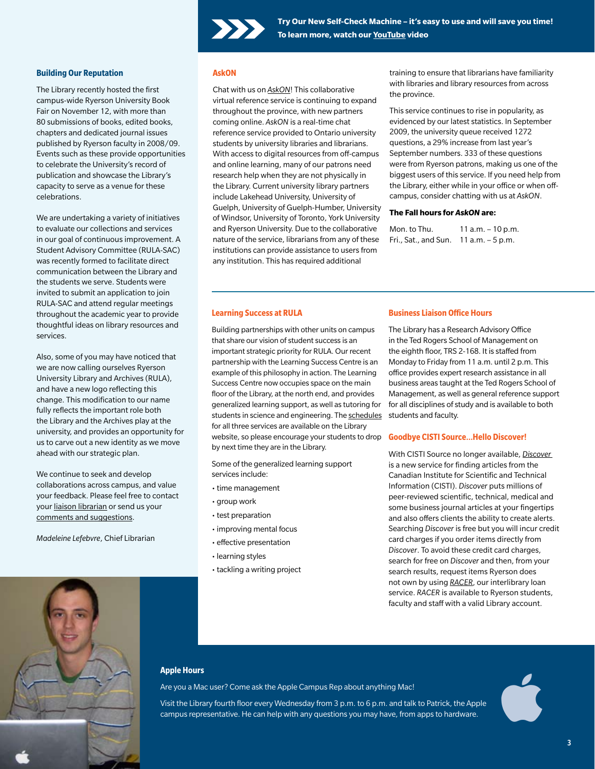**Try Our New Self-Check Machine – it's easy to use and will save you time! To learn more, watch our YouTube video**

## Building Our Reputation

The Library recently hosted the first campus-wide Ryerson University Book Fair on November 12, with more than 80 submissions of books, edited books, chapters and dedicated journal issues published by Ryerson faculty in 2008/09. Events such as these provide opportunities to celebrate the University's record of publication and showcase the Library's capacity to serve as a venue for these celebrations.

We are undertaking a variety of initiatives to evaluate our collections and services in our goal of continuous improvement. A Student Advisory Committee (RULA-SAC) was recently formed to facilitate direct communication between the Library and the students we serve. Students were invited to submit an application to join RULA-SAC and attend regular meetings throughout the academic year to provide thoughtful ideas on library resources and services.

Also, some of you may have noticed that we are now calling ourselves Ryerson University Library and Archives (RULA), and have a new logo reflecting this change. This modification to our name fully reflects the important role both the Library and the Archives play at the university, and provides an opportunity for us to carve out a new identity as we move ahead with our strategic plan.

We continue to seek and develop collaborations across campus, and value your feedback. Please feel free to contact your liaison librarian or send us your comments and suggestions.

*Madeleine Lefebvre*, Chief Librarian

## AskON

Chat with us on *AskON*! This collaborative virtual reference service is continuing to expand throughout the province, with new partners coming online. *AskON* is a real-time chat reference service provided to Ontario university students by university libraries and librarians. With access to digital resources from off-campus and online learning, many of our patrons need research help when they are not physically in the Library. Current university library partners include Lakehead University, University of Guelph, University of Guelph-Humber, University of Windsor, University of Toronto, York University and Ryerson University. Due to the collaborative nature of the service, librarians from any of these institutions can provide assistance to users from any institution. This has required additional training to ensure that librarians have familiarity with libraries and library resources from across the province.

This service continues to rise in popularity, as evidenced by our latest statistics. In September 2009, the university queue received 1272 questions, a 29% increase from last year's September numbers. 333 of these questions were from Ryerson patrons, making us one of the biggest users of this service. If you need help from the Library, either while in your office or when off-campus, consider chatting with us at *AskON*.

**The Fall hours for *AskON* are:**

Mon. to Thu. 11 a.m. – 10 p.m.
Fri., Sat., and Sun. 11 a.m. – 5 p.m.

## Learning Success at RULA

Building partnerships with other units on campus that share our vision of student success is an important strategic priority for RULA. Our recent partnership with the Learning Success Centre is an example of this philosophy in action. The Learning Success Centre now occupies space on the main floor of the Library, at the north end, and provides generalized learning support, as well as tutoring for students in science and engineering. The schedules for all three services are available on the Library website, so please encourage your students to drop by next time they are in the Library.

Some of the generalized learning support services include:

- time management
- group work
- test preparation
- improving mental focus
- effective presentation
- learning styles
- tackling a writing project

## Business Liaison Office Hours

The Library has a Research Advisory Office in the Ted Rogers School of Management on the eighth floor, TRS 2-168. It is staffed from Monday to Friday from 11 a.m. until 2 p.m. This office provides expert research assistance in all business areas taught at the Ted Rogers School of Management, as well as general reference support for all disciplines of study and is available to both students and faculty.

## Goodbye CISTI Source...Hello Discover!

With CISTI Source no longer available, *Discover* is a new service for finding articles from the Canadian Institute for Scientific and Technical Information (CISTI). *Discover* puts millions of peer-reviewed scientific, technical, medical and some business journal articles at your fingertips and also offers clients the ability to create alerts. Searching *Discover* is free but you will incur credit card charges if you order items directly from *Discover*. To avoid these credit card charges, search for free on *Discover* and then, from your search results, request items Ryerson does not own by using *RACER*, our interlibrary loan service. *RACER* is available to Ryerson students, faculty and staff with a valid Library account.

## Apple Hours

Are you a Mac user? Come ask the Apple Campus Rep about anything Mac!

Visit the Library fourth floor every Wednesday from 3 p.m. to 6 p.m. and talk to Patrick, the Apple campus representative. He can help with any questions you may have, from apps to hardware.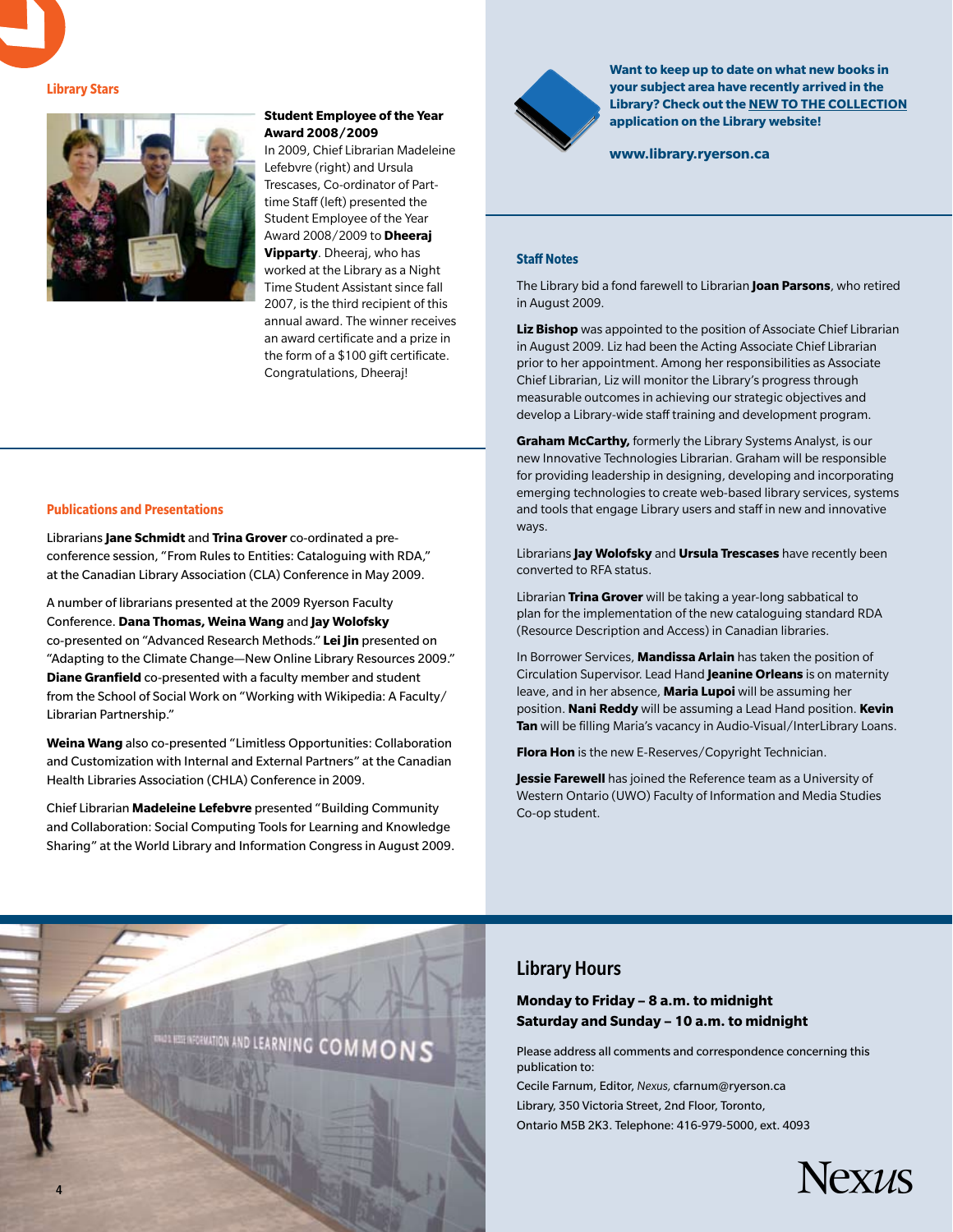## Library Stars

### Student Employee of the Year Award 2008/2009

In 2009, Chief Librarian Madeleine Lefebvre (right) and Ursula Trescases, Co-ordinator of Part-time Staff (left) presented the Student Employee of the Year Award 2008/2009 to **Dheeraj Vipparty**. Dheeraj, who has worked at the Library as a Night Time Student Assistant since fall 2007, is the third recipient of this annual award. The winner receives an award certificate and a prize in the form of a $100 gift certificate. Congratulations, Dheeraj!

## Publications and Presentations

Librarians **Jane Schmidt** and **Trina Grover** co-ordinated a pre-conference session, "From Rules to Entities: Cataloguing with RDA," at the Canadian Library Association (CLA) Conference in May 2009.

A number of librarians presented at the 2009 Ryerson Faculty Conference. **Dana Thomas, Weina Wang** and **Jay Wolofsky** co-presented on "Advanced Research Methods." **Lei Jin** presented on "Adapting to the Climate Change—New Online Library Resources 2009." **Diane Granfield** co-presented with a faculty member and student from the School of Social Work on "Working with Wikipedia: A Faculty/Librarian Partnership."

**Weina Wang** also co-presented "Limitless Opportunities: Collaboration and Customization with Internal and External Partners" at the Canadian Health Libraries Association (CHLA) Conference in 2009.

Chief Librarian **Madeleine Lefebvre** presented "Building Community and Collaboration: Social Computing Tools for Learning and Knowledge Sharing" at the World Library and Information Congress in August 2009.

**Want to keep up to date on what new books in your subject area have recently arrived in the Library? Check out the NEW TO THE COLLECTION application on the Library website!**

**www.library.ryerson.ca**

## Staff Notes

The Library bid a fond farewell to Librarian **Joan Parsons**, who retired in August 2009.

**Liz Bishop** was appointed to the position of Associate Chief Librarian in August 2009. Liz had been the Acting Associate Chief Librarian prior to her appointment. Among her responsibilities as Associate Chief Librarian, Liz will monitor the Library's progress through measurable outcomes in achieving our strategic objectives and develop a Library-wide staff training and development program.

**Graham McCarthy,** formerly the Library Systems Analyst, is our new Innovative Technologies Librarian. Graham will be responsible for providing leadership in designing, developing and incorporating emerging technologies to create web-based library services, systems and tools that engage Library users and staff in new and innovative ways.

Librarians **Jay Wolofsky** and **Ursula Trescases** have recently been converted to RFA status.

Librarian **Trina Grover** will be taking a year-long sabbatical to plan for the implementation of the new cataloguing standard RDA (Resource Description and Access) in Canadian libraries.

In Borrower Services, **Mandissa Arlain** has taken the position of Circulation Supervisor. Lead Hand **Jeanine Orleans** is on maternity leave, and in her absence, **Maria Lupoi** will be assuming her position. **Nani Reddy** will be assuming a Lead Hand position. **Kevin Tan** will be filling Maria's vacancy in Audio-Visual/InterLibrary Loans.

**Flora Hon** is the new E-Reserves/Copyright Technician.

**Jessie Farewell** has joined the Reference team as a University of Western Ontario (UWO) Faculty of Information and Media Studies Co-op student.

## Library Hours

**Monday to Friday – 8 a.m. to midnight**
**Saturday and Sunday – 10 a.m. to midnight**

Please address all comments and correspondence concerning this publication to:
Cecile Farnum, Editor, *Nexus*, cfarnum@ryerson.ca
Library, 350 Victoria Street, 2nd Floor, Toronto,
Ontario M5B 2K3. Telephone: 416-979-5000, ext. 4093

Nexus